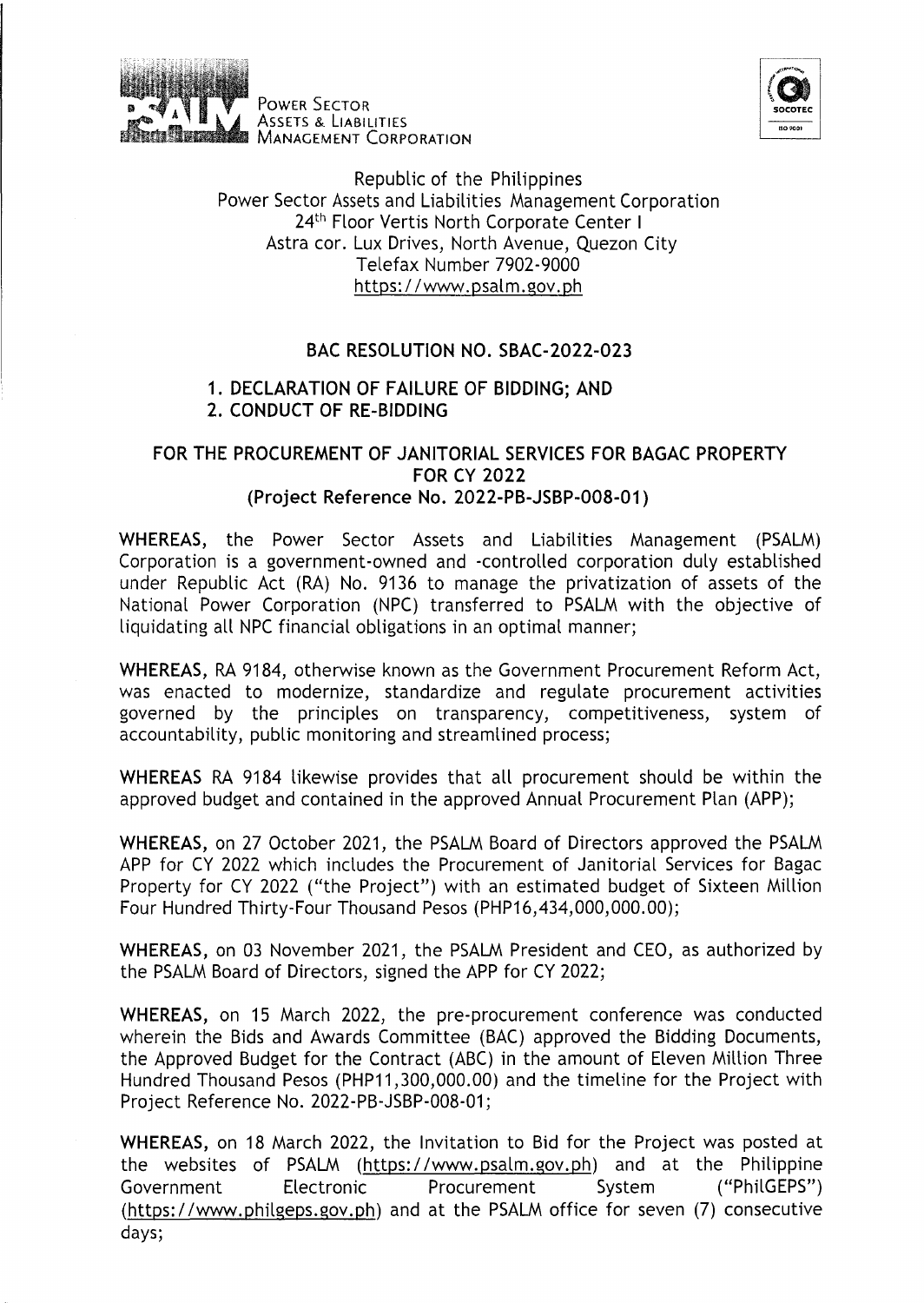POWER SECTOR ASSETS & LIABILITIES MANAGEMENT CORPORATION

Republic of the Philippines
Power Sector Assets and Liabilities Management Corporation
24th Floor Vertis North Corporate Center I
Astra cor. Lux Drives, North Avenue, Quezon City
Telefax Number 7902-9000
https://www.psalm.gov.ph

## BAC RESOLUTION NO. SBAC-2022-023

### 1. DECLARATION OF FAILURE OF BIDDING; AND
### 2. CONDUCT OF RE-BIDDING

### FOR THE PROCUREMENT OF JANITORIAL SERVICES FOR BAGAC PROPERTY FOR CY 2022 (Project Reference No. 2022-PB-JSBP-008-01)

**WHEREAS,** the Power Sector Assets and Liabilities Management (PSALM) Corporation is a government-owned and -controlled corporation duly established under Republic Act (RA) No. 9136 to manage the privatization of assets of the National Power Corporation (NPC) transferred to PSALM with the objective of liquidating all NPC financial obligations in an optimal manner;

**WHEREAS,** RA 9184, otherwise known as the Government Procurement Reform Act, was enacted to modernize, standardize and regulate procurement activities governed by the principles on transparency, competitiveness, system of accountability, public monitoring and streamlined process;

**WHEREAS** RA 9184 likewise provides that all procurement should be within the approved budget and contained in the approved Annual Procurement Plan (APP);

**WHEREAS,** on 27 October 2021, the PSALM Board of Directors approved the PSALM APP for CY 2022 which includes the Procurement of Janitorial Services for Bagac Property for CY 2022 ("the Project") with an estimated budget of Sixteen Million Four Hundred Thirty-Four Thousand Pesos (PHP16,434,000,000.00);

**WHEREAS,** on 03 November 2021, the PSALM President and CEO, as authorized by the PSALM Board of Directors, signed the APP for CY 2022;

**WHEREAS,** on 15 March 2022, the pre-procurement conference was conducted wherein the Bids and Awards Committee (BAC) approved the Bidding Documents, the Approved Budget for the Contract (ABC) in the amount of Eleven Million Three Hundred Thousand Pesos (PHP11,300,000.00) and the timeline for the Project with Project Reference No. 2022-PB-JSBP-008-01;

**WHEREAS,** on 18 March 2022, the Invitation to Bid for the Project was posted at the websites of PSALM (https://www.psalm.gov.ph) and at the Philippine Government Electronic Procurement System ("PhilGEPS") (https://www.philgeps.gov.ph) and at the PSALM office for seven (7) consecutive days;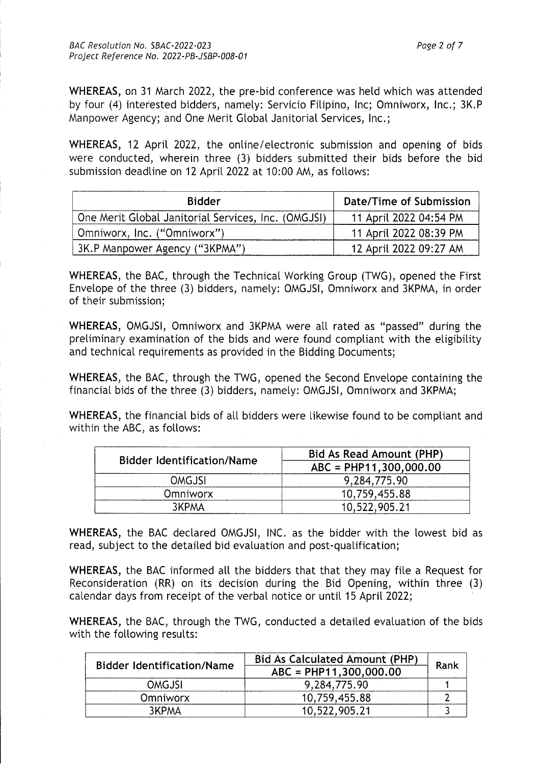**WHEREAS,** on 31 March 2022, the pre-bid conference was held which was attended by four (4) interested bidders, namely: Servicio Filipino, Inc; Omniworx, Inc.; 3K.P Manpower Agency; and One Merit Global Janitorial Services, Inc.;

**WHEREAS,** 12 April 2022, the online/electronic submission and opening of bids were conducted, wherein three (3) bidders submitted their bids before the bid submission deadline on 12 April 2022 at 10:00 AM, as follows:

| Bidder | Date/Time of Submission |
|---|---|
| One Merit Global Janitorial Services, Inc. (OMGJSI) | 11 April 2022 04:54 PM |
| Omniworx, Inc. ("Omniworx") | 11 April 2022 08:39 PM |
| 3K.P Manpower Agency ("3KPMA") | 12 April 2022 09:27 AM |

**WHEREAS,** the BAC, through the Technical Working Group (TWG), opened the First Envelope of the three (3) bidders, namely: OMGJSI, Omniworx and 3KPMA, in order of their submission;

**WHEREAS,** OMGJSI, Omniworx and 3KPMA were all rated as "passed" during the preliminary examination of the bids and were found compliant with the eligibility and technical requirements as provided in the Bidding Documents;

**WHEREAS,** the BAC, through the TWG, opened the Second Envelope containing the financial bids of the three (3) bidders, namely: OMGJSI, Omniworx and 3KPMA;

**WHEREAS,** the financial bids of all bidders were likewise found to be compliant and within the ABC, as follows:

| Bidder Identification/Name | Bid As Read Amount (PHP) |
|---|---|
| | ABC = PHP11,300,000.00 |
| OMGJSI | 9,284,775.90 |
| Omniworx | 10,759,455.88 |
| 3KPMA | 10,522,905.21 |

**WHEREAS,** the BAC declared OMGJSI, INC. as the bidder with the lowest bid as read, subject to the detailed bid evaluation and post-qualification;

**WHEREAS,** the BAC informed all the bidders that that they may file a Request for Reconsideration (RR) on its decision during the Bid Opening, within three (3) calendar days from receipt of the verbal notice or until 15 April 2022;

**WHEREAS,** the BAC, through the TWG, conducted a detailed evaluation of the bids with the following results:

| Bidder Identification/Name | Bid As Calculated Amount (PHP) | Rank |
|---|---|---|
| | ABC = PHP11,300,000.00 | |
| OMGJSI | 9,284,775.90 | 1 |
| Omniworx | 10,759,455.88 | 2 |
| 3KPMA | 10,522,905.21 | 3 |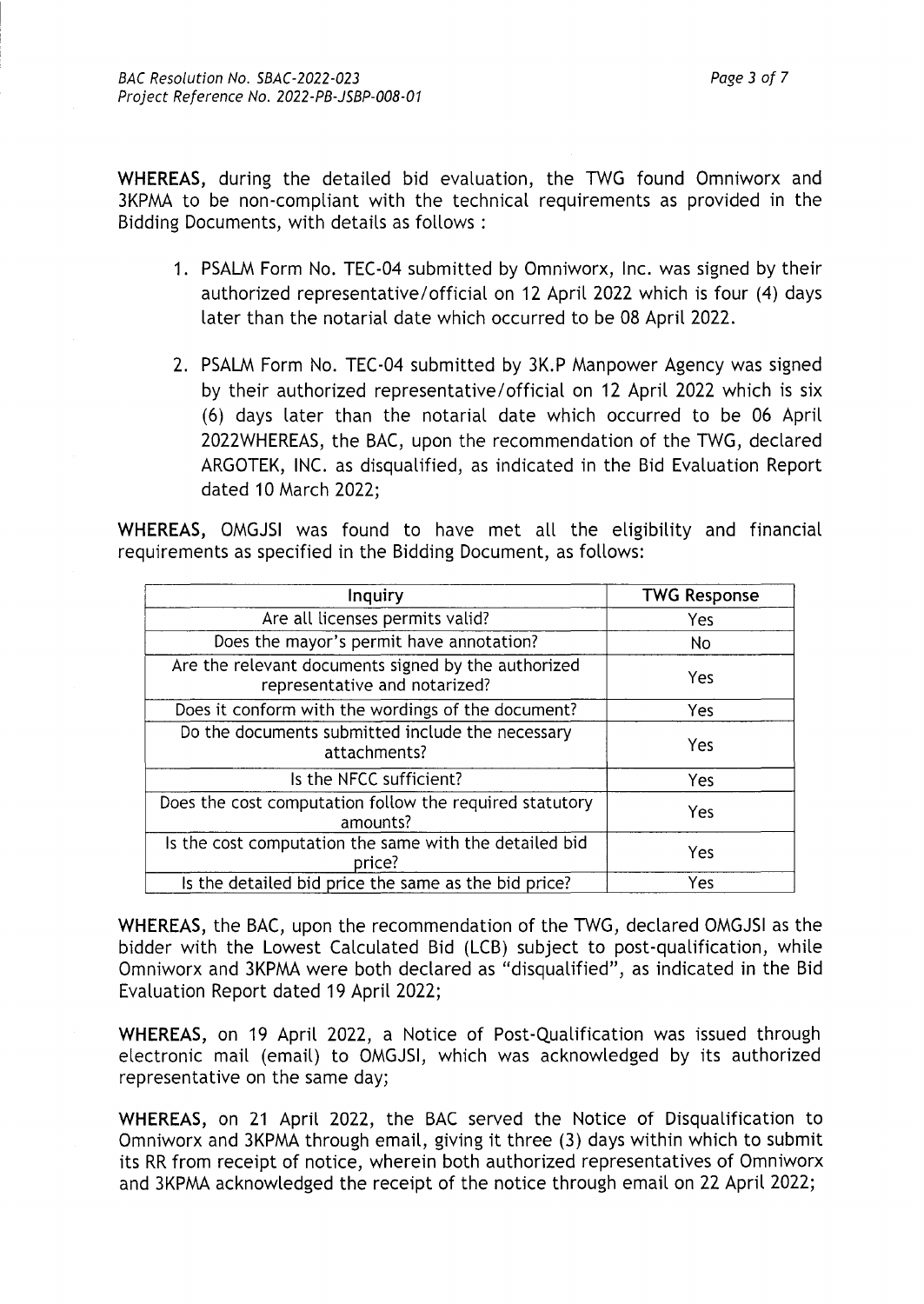**WHEREAS,** during the detailed bid evaluation, the TWG found Omniworx and 3KPMA to be non-compliant with the technical requirements as provided in the Bidding Documents, with details as follows :

1. PSALM Form No. TEC-04 submitted by Omniworx, Inc. was signed by their authorized representative/official on 12 April 2022 which is four (4) days later than the notarial date which occurred to be 08 April 2022.

2. PSALM Form No. TEC-04 submitted by 3K.P Manpower Agency was signed by their authorized representative/official on 12 April 2022 which is six (6) days later than the notarial date which occurred to be 06 April 2022WHEREAS, the BAC, upon the recommendation of the TWG, declared ARGOTEK, INC. as disqualified, as indicated in the Bid Evaluation Report dated 10 March 2022;

**WHEREAS,** OMGJSI was found to have met all the eligibility and financial requirements as specified in the Bidding Document, as follows:

| Inquiry | TWG Response |
|---|---|
| Are all licenses permits valid? | Yes |
| Does the mayor's permit have annotation? | No |
| Are the relevant documents signed by the authorized representative and notarized? | Yes |
| Does it conform with the wordings of the document? | Yes |
| Do the documents submitted include the necessary attachments? | Yes |
| Is the NFCC sufficient? | Yes |
| Does the cost computation follow the required statutory amounts? | Yes |
| Is the cost computation the same with the detailed bid price? | Yes |
| Is the detailed bid price the same as the bid price? | Yes |

**WHEREAS,** the BAC, upon the recommendation of the TWG, declared OMGJSI as the bidder with the Lowest Calculated Bid (LCB) subject to post-qualification, while Omniworx and 3KPMA were both declared as "disqualified", as indicated in the Bid Evaluation Report dated 19 April 2022;

**WHEREAS,** on 19 April 2022, a Notice of Post-Qualification was issued through electronic mail (email) to OMGJSI, which was acknowledged by its authorized representative on the same day;

**WHEREAS,** on 21 April 2022, the BAC served the Notice of Disqualification to Omniworx and 3KPMA through email, giving it three (3) days within which to submit its RR from receipt of notice, wherein both authorized representatives of Omniworx and 3KPMA acknowledged the receipt of the notice through email on 22 April 2022;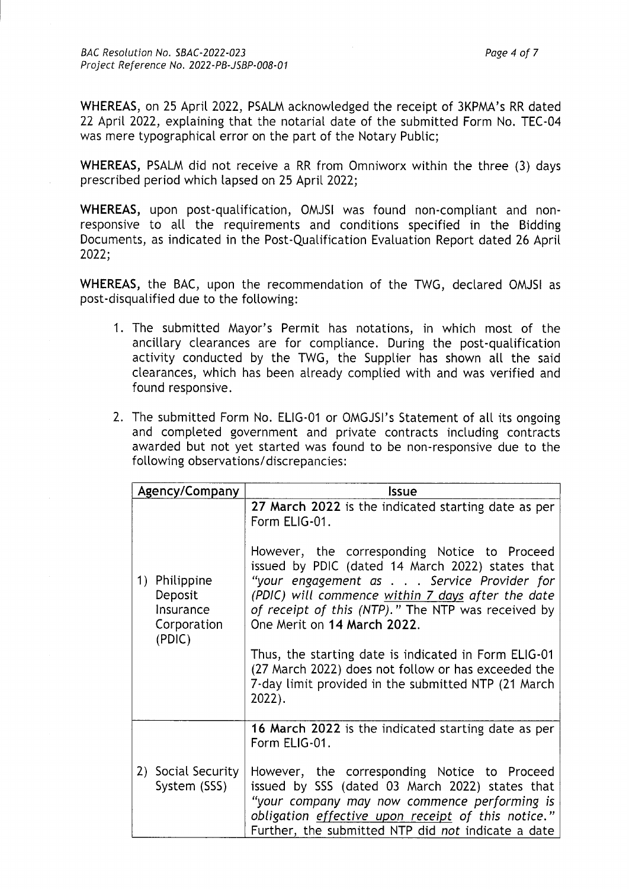**WHEREAS**, on 25 April 2022, PSALM acknowledged the receipt of 3KPMA's RR dated 22 April 2022, explaining that the notarial date of the submitted Form No. TEC-04 was mere typographical error on the part of the Notary Public;

**WHEREAS**, PSALM did not receive a RR from Omniworx within the three (3) days prescribed period which lapsed on 25 April 2022;

**WHEREAS**, upon post-qualification, OMJSI was found non-compliant and non-responsive to all the requirements and conditions specified in the Bidding Documents, as indicated in the Post-Qualification Evaluation Report dated 26 April 2022;

**WHEREAS**, the BAC, upon the recommendation of the TWG, declared OMJSI as post-disqualified due to the following:

1. The submitted Mayor's Permit has notations, in which most of the ancillary clearances are for compliance. During the post-qualification activity conducted by the TWG, the Supplier has shown all the said clearances, which has been already complied with and was verified and found responsive.

2. The submitted Form No. ELIG-01 or OMGJSI's Statement of all its ongoing and completed government and private contracts including contracts awarded but not yet started was found to be non-responsive due to the following observations/discrepancies:

| Agency/Company | Issue |
|---|---|
| 1) Philippine Deposit Insurance Corporation (PDIC) | **27 March 2022** is the indicated starting date as per Form ELIG-01.<br><br>However, the corresponding Notice to Proceed issued by PDIC (dated 14 March 2022) states that *"your engagement as . . . Service Provider for (PDIC) will commence within 7 days after the date of receipt of this (NTP)."* The NTP was received by One Merit on **14 March 2022**.<br><br>Thus, the starting date is indicated in Form ELIG-01 (27 March 2022) does not follow or has exceeded the 7-day limit provided in the submitted NTP (21 March 2022). |
| 2) Social Security System (SSS) | **16 March 2022** is the indicated starting date as per Form ELIG-01.<br><br>However, the corresponding Notice to Proceed issued by SSS (dated 03 March 2022) states that *"your company may now commence performing is obligation effective upon receipt of this notice."* Further, the submitted NTP did *not* indicate a date |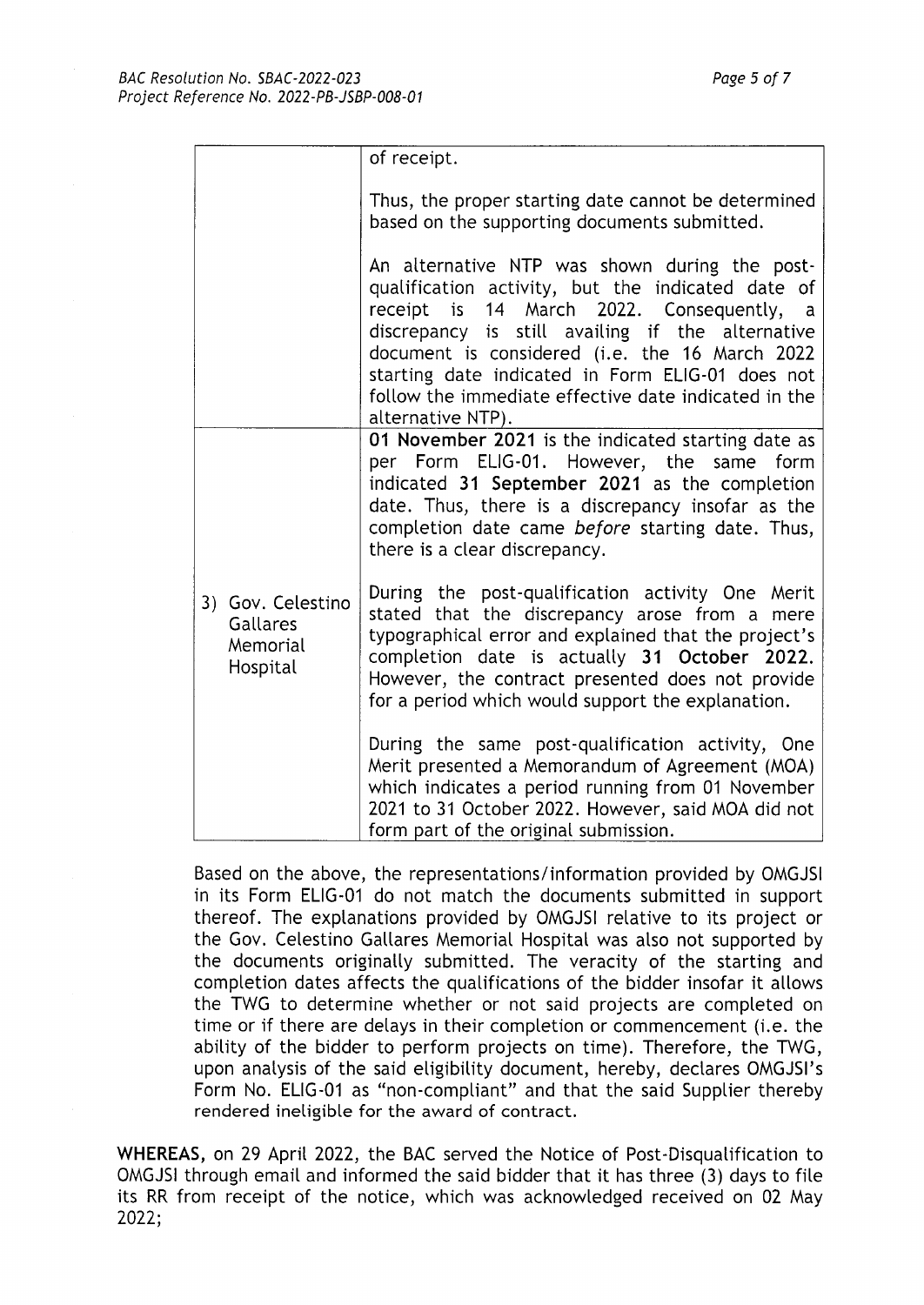| | |
|---|---|
| | of receipt.<br><br>Thus, the proper starting date cannot be determined based on the supporting documents submitted.<br><br>An alternative NTP was shown during the post-qualification activity, but the indicated date of receipt is 14 March 2022. Consequently, a discrepancy is still availing if the alternative document is considered (i.e. the 16 March 2022 starting date indicated in Form ELIG-01 does not follow the immediate effective date indicated in the alternative NTP). |
| 3) Gov. Celestino Gallares Memorial Hospital | **01 November 2021** is the indicated starting date as per Form ELIG-01. However, the same form indicated **31 September 2021** as the completion date. Thus, there is a discrepancy insofar as the completion date came *before* starting date. Thus, there is a clear discrepancy.<br><br>During the post-qualification activity One Merit stated that the discrepancy arose from a mere typographical error and explained that the project's completion date is actually **31 October 2022.** However, the contract presented does not provide for a period which would support the explanation.<br><br>During the same post-qualification activity, One Merit presented a Memorandum of Agreement (MOA) which indicates a period running from 01 November 2021 to 31 October 2022. However, said MOA did not form part of the original submission. |

Based on the above, the representations/information provided by OMGJSI in its Form ELIG-01 do not match the documents submitted in support thereof. The explanations provided by OMGJSI relative to its project or the Gov. Celestino Gallares Memorial Hospital was also not supported by the documents originally submitted. The veracity of the starting and completion dates affects the qualifications of the bidder insofar it allows the TWG to determine whether or not said projects are completed on time or if there are delays in their completion or commencement (i.e. the ability of the bidder to perform projects on time). Therefore, the TWG, upon analysis of the said eligibility document, hereby, declares OMGJSI's Form No. ELIG-01 as "non-compliant" and that the said Supplier thereby rendered ineligible for the award of contract.

**WHEREAS,** on 29 April 2022, the BAC served the Notice of Post-Disqualification to OMGJSI through email and informed the said bidder that it has three (3) days to file its RR from receipt of the notice, which was acknowledged received on 02 May 2022;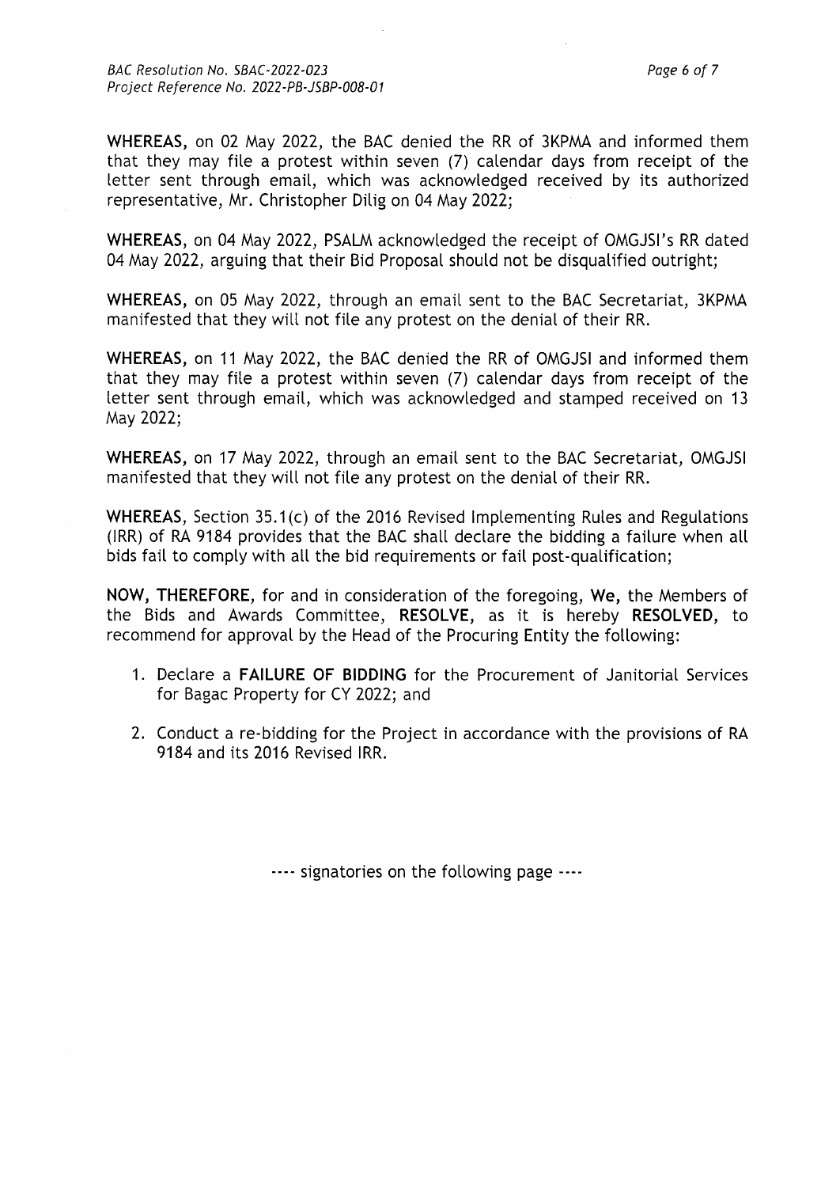**WHEREAS,** on 02 May 2022, the BAC denied the RR of 3KPMA and informed them that they may file a protest within seven (7) calendar days from receipt of the letter sent through email, which was acknowledged received by its authorized representative, Mr. Christopher Dilig on 04 May 2022;

**WHEREAS,** on 04 May 2022, PSALM acknowledged the receipt of OMGJSI's RR dated 04 May 2022, arguing that their Bid Proposal should not be disqualified outright;

**WHEREAS,** on 05 May 2022, through an email sent to the BAC Secretariat, 3KPMA manifested that they will not file any protest on the denial of their RR.

**WHEREAS,** on 11 May 2022, the BAC denied the RR of OMGJSI and informed them that they may file a protest within seven (7) calendar days from receipt of the letter sent through email, which was acknowledged and stamped received on 13 May 2022;

**WHEREAS,** on 17 May 2022, through an email sent to the BAC Secretariat, OMGJSI manifested that they will not file any protest on the denial of their RR.

**WHEREAS,** Section 35.1(c) of the 2016 Revised Implementing Rules and Regulations (IRR) of RA 9184 provides that the BAC shall declare the bidding a failure when all bids fail to comply with all the bid requirements or fail post-qualification;

**NOW, THEREFORE,** for and in consideration of the foregoing, **We,** the Members of the Bids and Awards Committee, **RESOLVE,** as it is hereby **RESOLVED,** to recommend for approval by the Head of the Procuring Entity the following:

1. Declare a **FAILURE OF BIDDING** for the Procurement of Janitorial Services for Bagac Property for CY 2022; and
2. Conduct a re-bidding for the Project in accordance with the provisions of RA 9184 and its 2016 Revised IRR.

---- signatories on the following page ----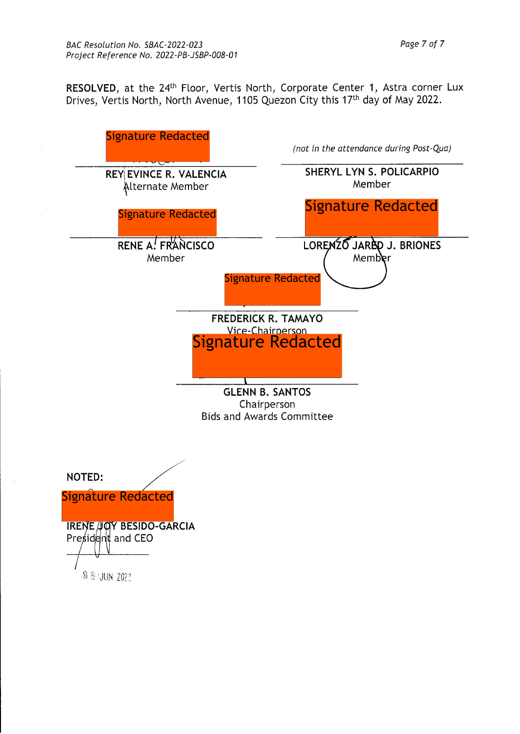**RESOLVED**, at the 24th Floor, Vertis North, Corporate Center 1, Astra corner Lux Drives, Vertis North, North Avenue, 1105 Quezon City this 17th day of May 2022.

Signature Redacted

**REY EVINCE R. VALENCIA**
Alternate Member

*(not in the attendance during Post-Qua)*

**SHERYL LYN S. POLICARPIO**
Member

Signature Redacted

**RENE A. FRANCISCO**
Member

Signature Redacted

**LORENZO JARED J. BRIONES**
Member

Signature Redacted

**FREDERICK R. TAMAYO**
Vice-Chairperson

Signature Redacted

**GLENN B. SANTOS**
Chairperson
Bids and Awards Committee

**NOTED:**

Signature Redacted

**IRENE JOY BESIDO-GARCIA**
President and CEO

0 6 JUN 2022